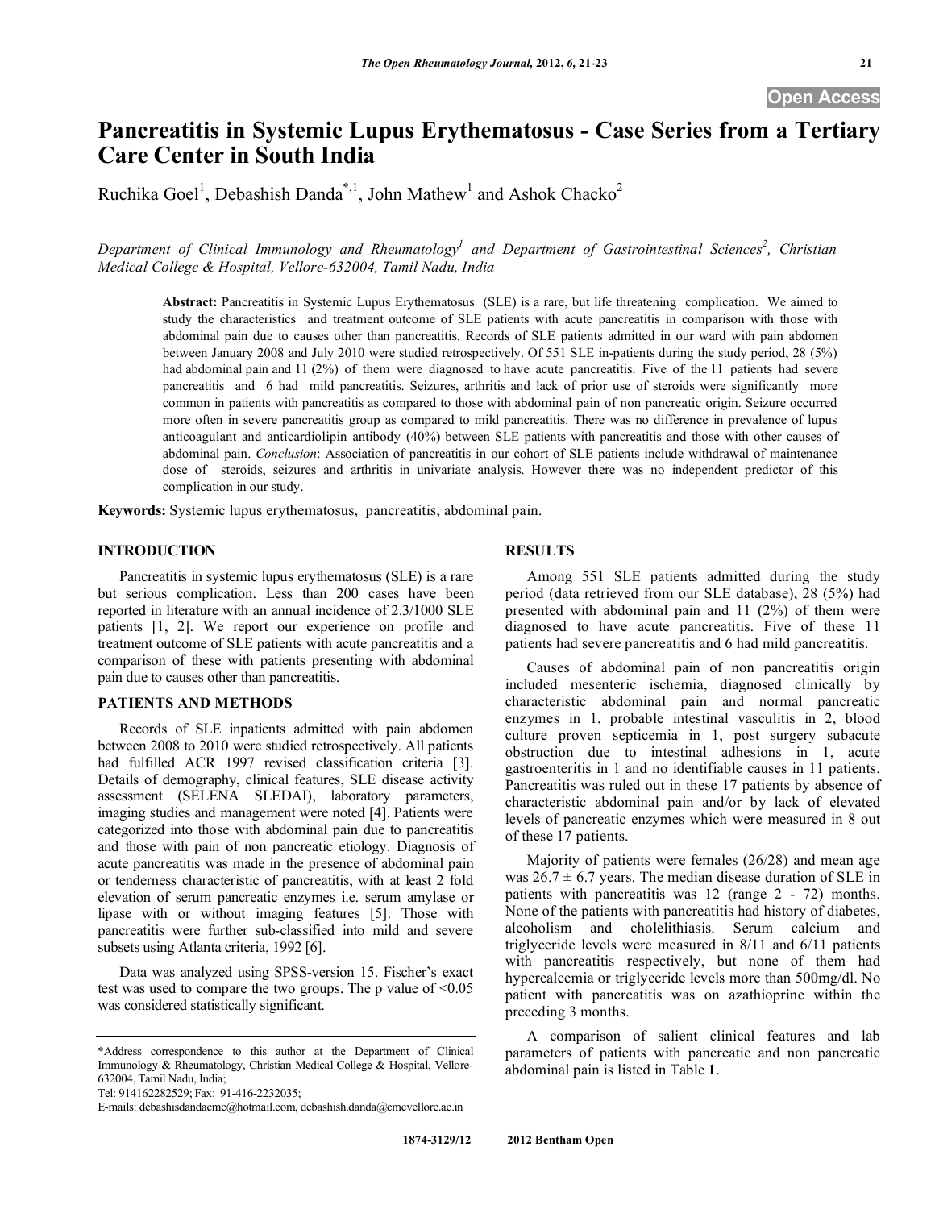# Pancreatitis in Systemic Lupus Erythematosus - Case Series from a Tertiary Care Center in South India

Ruchika Goel[1], Debashish Danda[*,1], John Mathew[1] and Ashok Chacko[2]

*Department of Clinical Immunology and Rheumatology[1] and Department of Gastrointestinal Sciences[2], Christian Medical College & Hospital, Vellore-632004, Tamil Nadu, India*

**Abstract:** Pancreatitis in Systemic Lupus Erythematosus (SLE) is a rare, but life threatening complication. We aimed to study the characteristics and treatment outcome of SLE patients with acute pancreatitis in comparison with those with abdominal pain due to causes other than pancreatitis. Records of SLE patients admitted in our ward with pain abdomen between January 2008 and July 2010 were studied retrospectively. Of 551 SLE in-patients during the study period, 28 (5%) had abdominal pain and 11 (2%) of them were diagnosed to have acute pancreatitis. Five of the 11 patients had severe pancreatitis and 6 had mild pancreatitis. Seizures, arthritis and lack of prior use of steroids were significantly more common in patients with pancreatitis as compared to those with abdominal pain of non pancreatic origin. Seizure occurred more often in severe pancreatitis group as compared to mild pancreatitis. There was no difference in prevalence of lupus anticoagulant and anticardiolipin antibody (40%) between SLE patients with pancreatitis and those with other causes of abdominal pain. *Conclusion*: Association of pancreatitis in our cohort of SLE patients include withdrawal of maintenance dose of steroids, seizures and arthritis in univariate analysis. However there was no independent predictor of this complication in our study.

**Keywords:** Systemic lupus erythematosus, pancreatitis, abdominal pain.

## INTRODUCTION

Pancreatitis in systemic lupus erythematosus (SLE) is a rare but serious complication. Less than 200 cases have been reported in literature with an annual incidence of 2.3/1000 SLE patients [1, 2]. We report our experience on profile and treatment outcome of SLE patients with acute pancreatitis and a comparison of these with patients presenting with abdominal pain due to causes other than pancreatitis.

## PATIENTS AND METHODS

Records of SLE inpatients admitted with pain abdomen between 2008 to 2010 were studied retrospectively. All patients had fulfilled ACR 1997 revised classification criteria [3]. Details of demography, clinical features, SLE disease activity assessment (SELENA SLEDAI), laboratory parameters, imaging studies and management were noted [4]. Patients were categorized into those with abdominal pain due to pancreatitis and those with pain of non pancreatic etiology. Diagnosis of acute pancreatitis was made in the presence of abdominal pain or tenderness characteristic of pancreatitis, with at least 2 fold elevation of serum pancreatic enzymes i.e. serum amylase or lipase with or without imaging features [5]. Those with pancreatitis were further sub-classified into mild and severe subsets using Atlanta criteria, 1992 [6].

Data was analyzed using SPSS-version 15. Fischer's exact test was used to compare the two groups. The p value of <0.05 was considered statistically significant.

## RESULTS

Among 551 SLE patients admitted during the study period (data retrieved from our SLE database), 28 (5%) had presented with abdominal pain and 11 (2%) of them were diagnosed to have acute pancreatitis. Five of these 11 patients had severe pancreatitis and 6 had mild pancreatitis.

Causes of abdominal pain of non pancreatitis origin included mesenteric ischemia, diagnosed clinically by characteristic abdominal pain and normal pancreatic enzymes in 1, probable intestinal vasculitis in 2, blood culture proven septicemia in 1, post surgery subacute obstruction due to intestinal adhesions in 1, acute gastroenteritis in 1 and no identifiable causes in 11 patients. Pancreatitis was ruled out in these 17 patients by absence of characteristic abdominal pain and/or by lack of elevated levels of pancreatic enzymes which were measured in 8 out of these 17 patients.

Majority of patients were females (26/28) and mean age was 26.7 ± 6.7 years. The median disease duration of SLE in patients with pancreatitis was 12 (range 2 - 72) months. None of the patients with pancreatitis had history of diabetes, alcoholism and cholelithiasis. Serum calcium and triglyceride levels were measured in 8/11 and 6/11 patients with pancreatitis respectively, but none of them had hypercalcemia or triglyceride levels more than 500mg/dl. No patient with pancreatitis was on azathioprine within the preceding 3 months.

A comparison of salient clinical features and lab parameters of patients with pancreatic and non pancreatic abdominal pain is listed in Table **1**.

---

*Address correspondence to this author at the Department of Clinical Immunology & Rheumatology, Christian Medical College & Hospital, Vellore-632004, Tamil Nadu, India;
Tel: 914162282529; Fax: 91-416-2232035;
E-mails: debashisdandacmc@hotmail.com, debashish.danda@cmcvellore.ac.in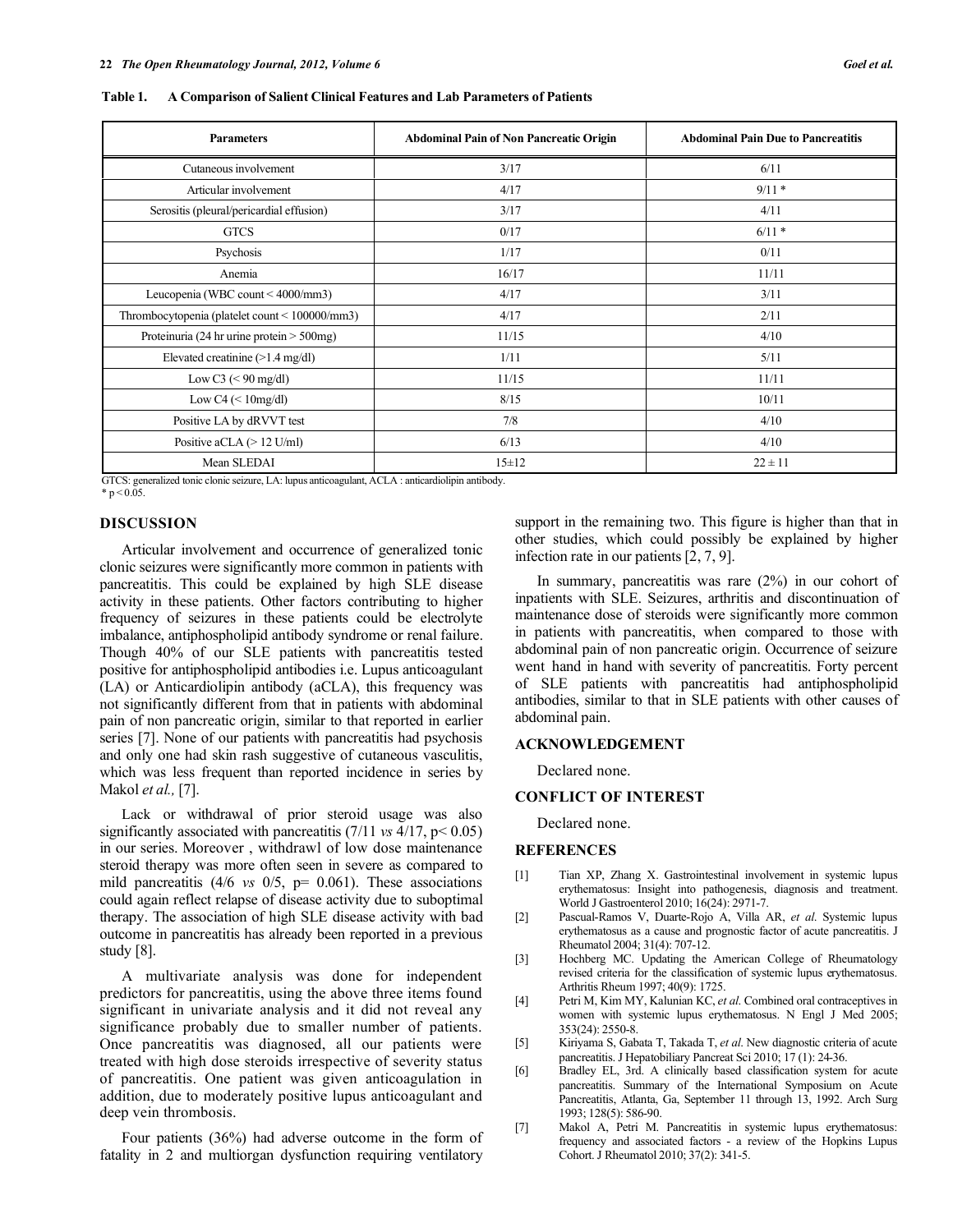**Table 1. A Comparison of Salient Clinical Features and Lab Parameters of Patients**

| Parameters | Abdominal Pain of Non Pancreatic Origin | Abdominal Pain Due to Pancreatitis |
|---|---|---|
| Cutaneous involvement | 3/17 | 6/11 |
| Articular involvement | 4/17 | 9/11 * |
| Serositis (pleural/pericardial effusion) | 3/17 | 4/11 |
| GTCS | 0/17 | 6/11 * |
| Psychosis | 1/17 | 0/11 |
| Anemia | 16/17 | 11/11 |
| Leucopenia (WBC count < 4000/mm3) | 4/17 | 3/11 |
| Thrombocytopenia (platelet count < 100000/mm3) | 4/17 | 2/11 |
| Proteinuria (24 hr urine protein > 500mg) | 11/15 | 4/10 |
| Elevated creatinine (>1.4 mg/dl) | 1/11 | 5/11 |
| Low C3 (< 90 mg/dl) | 11/15 | 11/11 |
| Low C4 (< 10mg/dl) | 8/15 | 10/11 |
| Positive LA by dRVVT test | 7/8 | 4/10 |
| Positive aCLA (> 12 U/ml) | 6/13 | 4/10 |
| Mean SLEDAI | 15±12 | 22 ± 11 |

GTCS: generalized tonic clonic seizure, LA: lupus anticoagulant, ACLA : anticardiolipin antibody.
* $p < 0.05$.

## DISCUSSION

Articular involvement and occurrence of generalized tonic clonic seizures were significantly more common in patients with pancreatitis. This could be explained by high SLE disease activity in these patients. Other factors contributing to higher frequency of seizures in these patients could be electrolyte imbalance, antiphospholipid antibody syndrome or renal failure. Though 40% of our SLE patients with pancreatitis tested positive for antiphospholipid antibodies i.e. Lupus anticoagulant (LA) or Anticardiolipin antibody (aCLA), this frequency was not significantly different from that in patients with abdominal pain of non pancreatic origin, similar to that reported in earlier series [7]. None of our patients with pancreatitis had psychosis and only one had skin rash suggestive of cutaneous vasculitis, which was less frequent than reported incidence in series by Makol *et al.,* [7].

Lack or withdrawal of prior steroid usage was also significantly associated with pancreatitis (7/11 *vs* 4/17, $p < 0.05$) in our series. Moreover , withdrawl of low dose maintenance steroid therapy was more often seen in severe as compared to mild pancreatitis (4/6 *vs* 0/5, $p = 0.061$). These associations could again reflect relapse of disease activity due to suboptimal therapy. The association of high SLE disease activity with bad outcome in pancreatitis has already been reported in a previous study [8].

A multivariate analysis was done for independent predictors for pancreatitis, using the above three items found significant in univariate analysis and it did not reveal any significance probably due to smaller number of patients. Once pancreatitis was diagnosed, all our patients were treated with high dose steroids irrespective of severity status of pancreatitis. One patient was given anticoagulation in addition, due to moderately positive lupus anticoagulant and deep vein thrombosis.

Four patients (36%) had adverse outcome in the form of fatality in 2 and multiorgan dysfunction requiring ventilatory support in the remaining two. This figure is higher than that in other studies, which could possibly be explained by higher infection rate in our patients [2, 7, 9].

In summary, pancreatitis was rare (2%) in our cohort of inpatients with SLE. Seizures, arthritis and discontinuation of maintenance dose of steroids were significantly more common in patients with pancreatitis, when compared to those with abdominal pain of non pancreatic origin. Occurrence of seizure went hand in hand with severity of pancreatitis. Forty percent of SLE patients with pancreatitis had antiphospholipid antibodies, similar to that in SLE patients with other causes of abdominal pain.

## ACKNOWLEDGEMENT

Declared none.

## CONFLICT OF INTEREST

Declared none.

## REFERENCES

[1] Tian XP, Zhang X. Gastrointestinal involvement in systemic lupus erythematosus: Insight into pathogenesis, diagnosis and treatment. World J Gastroenterol 2010; 16(24): 2971-7.

[2] Pascual-Ramos V, Duarte-Rojo A, Villa AR, *et al.* Systemic lupus erythematosus as a cause and prognostic factor of acute pancreatitis. J Rheumatol 2004; 31(4): 707-12.

[3] Hochberg MC. Updating the American College of Rheumatology revised criteria for the classification of systemic lupus erythematosus. Arthritis Rheum 1997; 40(9): 1725.

[4] Petri M, Kim MY, Kalunian KC, *et al.* Combined oral contraceptives in women with systemic lupus erythematosus. N Engl J Med 2005; 353(24): 2550-8.

[5] Kiriyama S, Gabata T, Takada T, *et al.* New diagnostic criteria of acute pancreatitis. J Hepatobiliary Pancreat Sci 2010; 17 (1): 24-36.

[6] Bradley EL, 3rd. A clinically based classification system for acute pancreatitis. Summary of the International Symposium on Acute Pancreatitis, Atlanta, Ga, September 11 through 13, 1992. Arch Surg 1993; 128(5): 586-90.

[7] Makol A, Petri M. Pancreatitis in systemic lupus erythematosus: frequency and associated factors - a review of the Hopkins Lupus Cohort. J Rheumatol 2010; 37(2): 341-5.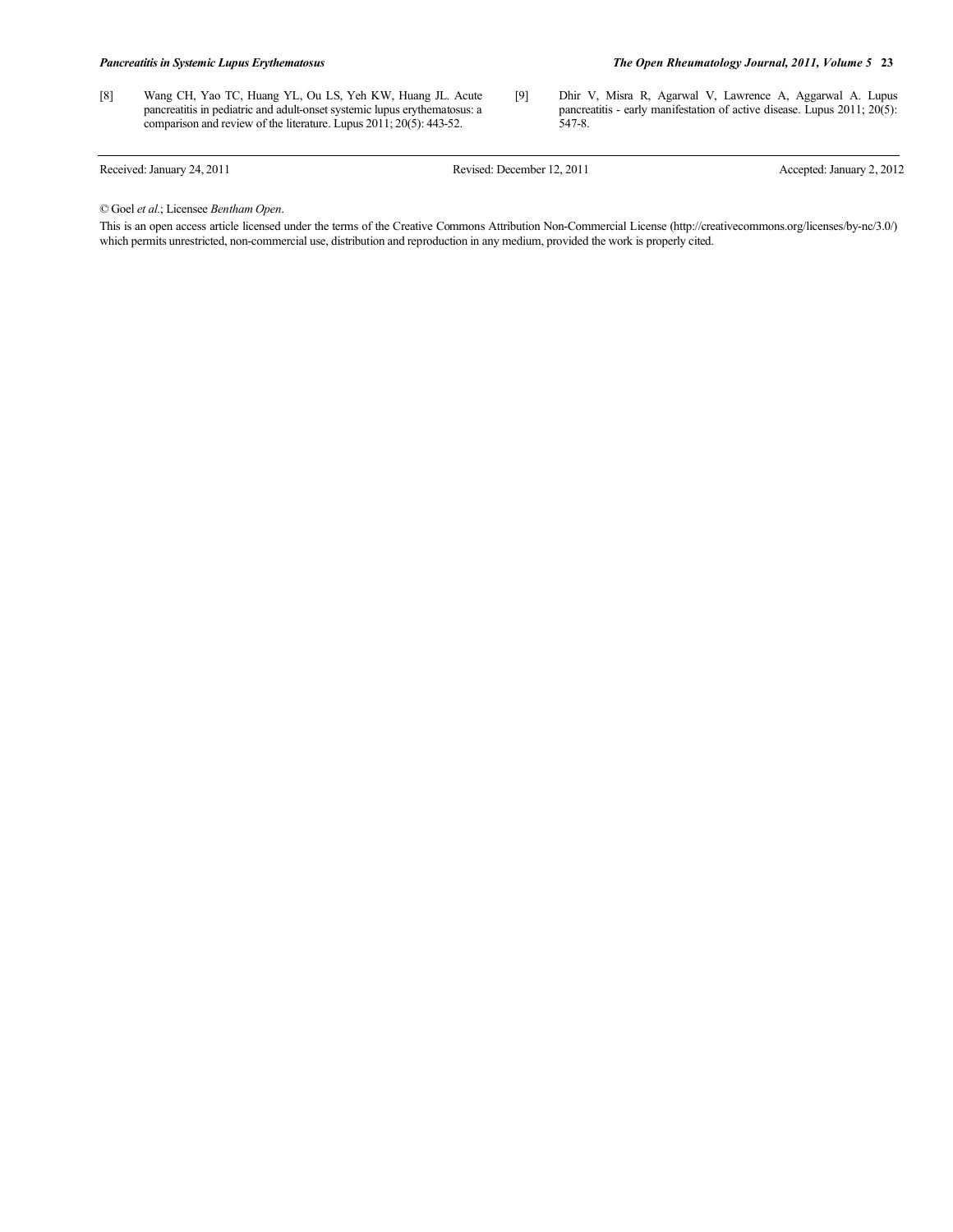[8] Wang CH, Yao TC, Huang YL, Ou LS, Yeh KW, Huang JL. Acute pancreatitis in pediatric and adult-onset systemic lupus erythematosus: a comparison and review of the literature. Lupus 2011; 20(5): 443-52.

[9] Dhir V, Misra R, Agarwal V, Lawrence A, Aggarwal A. Lupus pancreatitis - early manifestation of active disease. Lupus 2011; 20(5): 547-8.

---

Received: January 24, 2011 Revised: December 12, 2011 Accepted: January 2, 2012

© Goel *et al.*; Licensee *Bentham Open*.

This is an open access article licensed under the terms of the Creative Commons Attribution Non-Commercial License (http://creativecommons.org/licenses/by-nc/3.0/) which permits unrestricted, non-commercial use, distribution and reproduction in any medium, provided the work is properly cited.